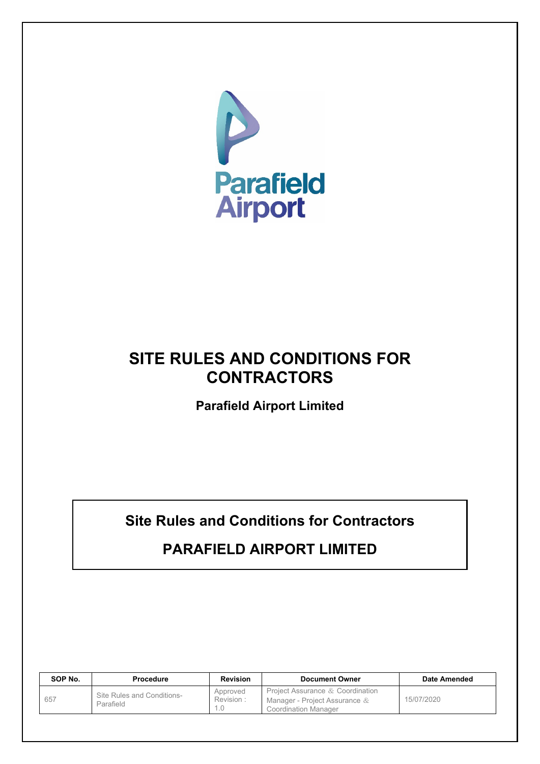Parafield Airport

# SITE RULES AND CONDITIONS FOR CONTRACTORS

**Parafield Airport Limited**

## Site Rules and Conditions for Contractors

## PARAFIELD AIRPORT LIMITED

| SOP No. | Procedure | Revision | Document Owner | Date Amended |
|---|---|---|---|---|
| 657 | Site Rules and Conditions-Parafield | Approved Revision : 1.0 | Project Assurance & Coordination Manager - Project Assurance & Coordination Manager | 15/07/2020 |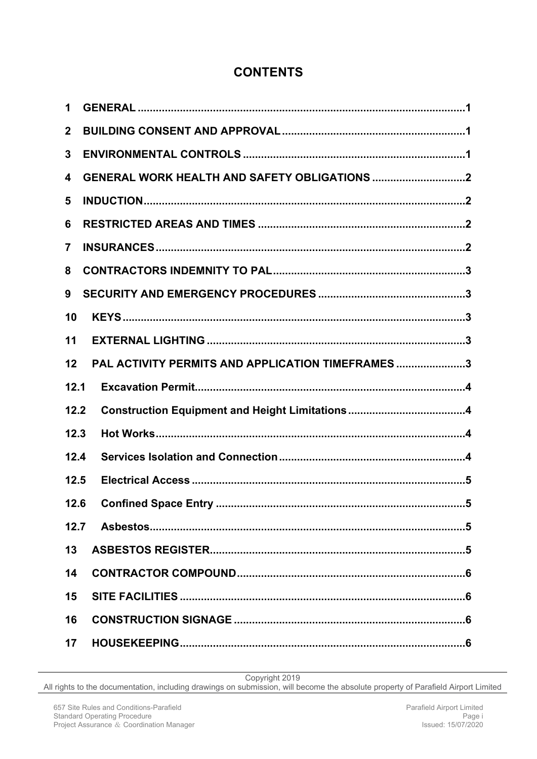# CONTENTS

| | | |
|---|---|---|
| **1** | **GENERAL** | **1** |
| **2** | **BUILDING CONSENT AND APPROVAL** | **1** |
| **3** | **ENVIRONMENTAL CONTROLS** | **1** |
| **4** | **GENERAL WORK HEALTH AND SAFETY OBLIGATIONS** | **2** |
| **5** | **INDUCTION** | **2** |
| **6** | **RESTRICTED AREAS AND TIMES** | **2** |
| **7** | **INSURANCES** | **2** |
| **8** | **CONTRACTORS INDEMNITY TO PAL** | **3** |
| **9** | **SECURITY AND EMERGENCY PROCEDURES** | **3** |
| **10** | **KEYS** | **3** |
| **11** | **EXTERNAL LIGHTING** | **3** |
| **12** | **PAL ACTIVITY PERMITS AND APPLICATION TIMEFRAMES** | **3** |
| **12.1** | **Excavation Permit** | **4** |
| **12.2** | **Construction Equipment and Height Limitations** | **4** |
| **12.3** | **Hot Works** | **4** |
| **12.4** | **Services Isolation and Connection** | **4** |
| **12.5** | **Electrical Access** | **5** |
| **12.6** | **Confined Space Entry** | **5** |
| **12.7** | **Asbestos** | **5** |
| **13** | **ASBESTOS REGISTER** | **5** |
| **14** | **CONTRACTOR COMPOUND** | **6** |
| **15** | **SITE FACILITIES** | **6** |
| **16** | **CONSTRUCTION SIGNAGE** | **6** |
| **17** | **HOUSEKEEPING** | **6** |

Copyright 2019

All rights to the documentation, including drawings on submission, will become the absolute property of Parafield Airport Limited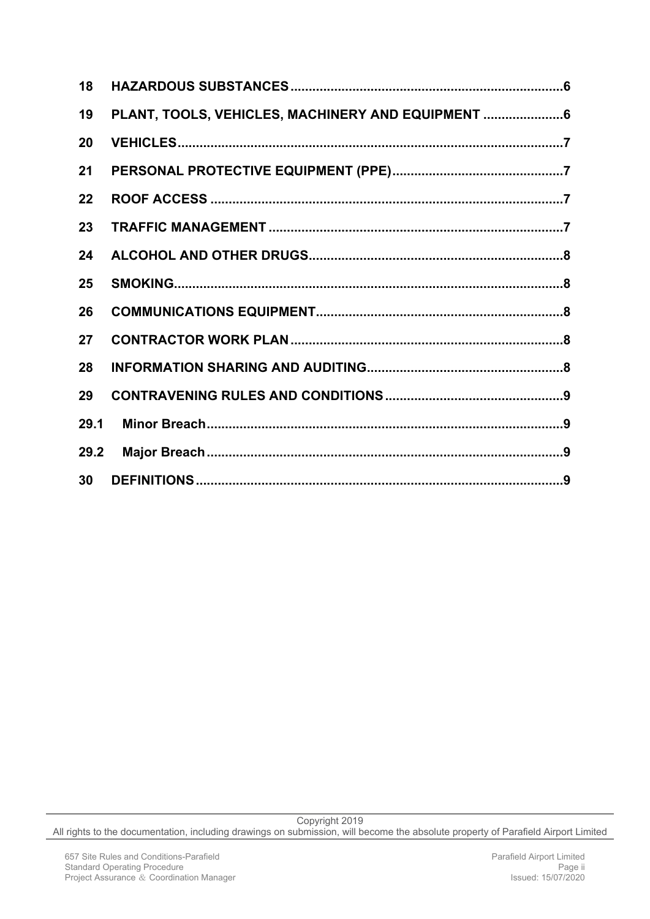| | | |
|---|---|---|
| 18 | HAZARDOUS SUBSTANCES | 6 |
| 19 | PLANT, TOOLS, VEHICLES, MACHINERY AND EQUIPMENT | 6 |
| 20 | VEHICLES | 7 |
| 21 | PERSONAL PROTECTIVE EQUIPMENT (PPE) | 7 |
| 22 | ROOF ACCESS | 7 |
| 23 | TRAFFIC MANAGEMENT | 7 |
| 24 | ALCOHOL AND OTHER DRUGS | 8 |
| 25 | SMOKING | 8 |
| 26 | COMMUNICATIONS EQUIPMENT | 8 |
| 27 | CONTRACTOR WORK PLAN | 8 |
| 28 | INFORMATION SHARING AND AUDITING | 8 |
| 29 | CONTRAVENING RULES AND CONDITIONS | 9 |
| 29.1 | Minor Breach | 9 |
| 29.2 | Major Breach | 9 |
| 30 | DEFINITIONS | 9 |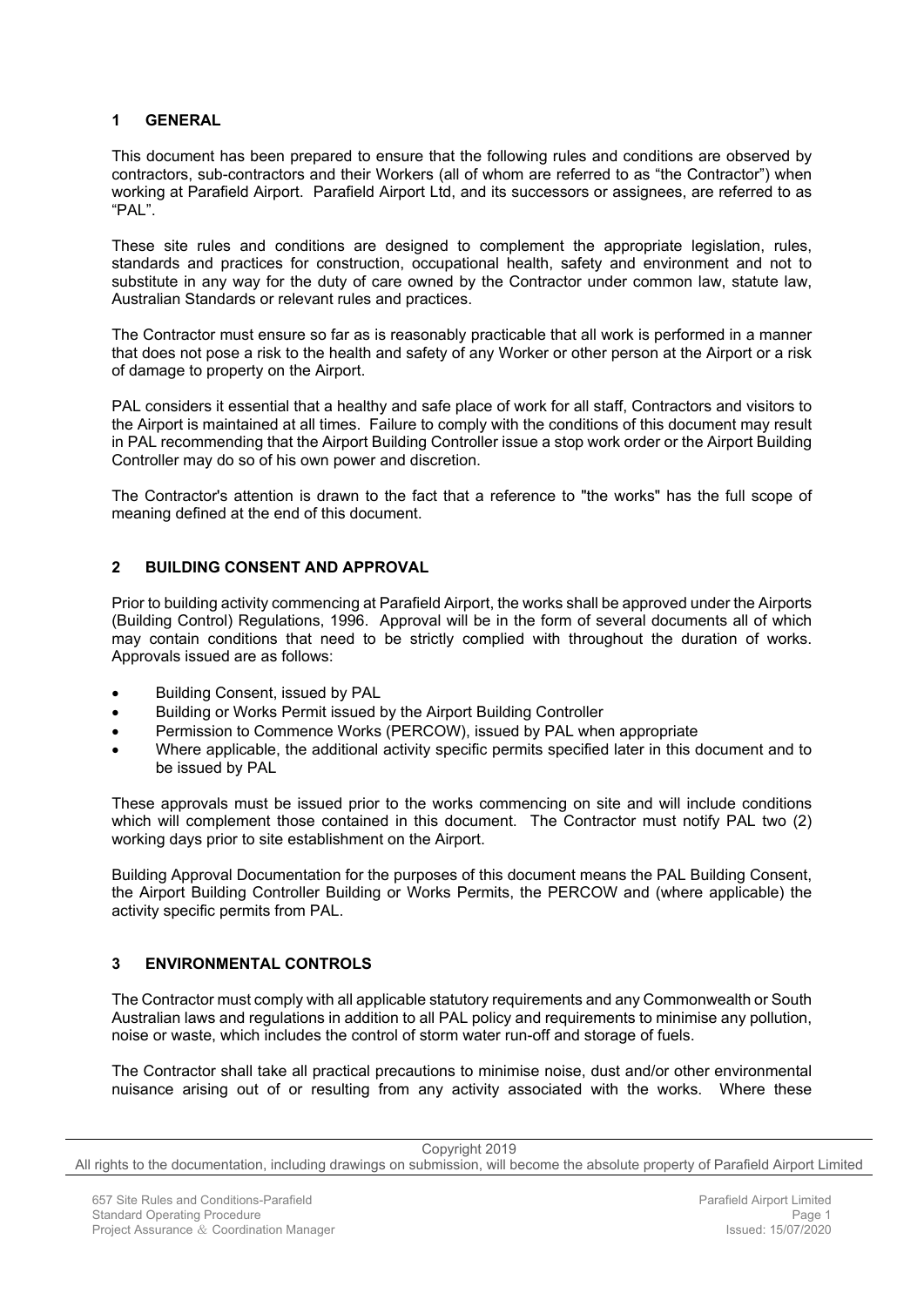## 1 GENERAL

This document has been prepared to ensure that the following rules and conditions are observed by contractors, sub-contractors and their Workers (all of whom are referred to as "the Contractor") when working at Parafield Airport. Parafield Airport Ltd, and its successors or assignees, are referred to as "PAL".

These site rules and conditions are designed to complement the appropriate legislation, rules, standards and practices for construction, occupational health, safety and environment and not to substitute in any way for the duty of care owned by the Contractor under common law, statute law, Australian Standards or relevant rules and practices.

The Contractor must ensure so far as is reasonably practicable that all work is performed in a manner that does not pose a risk to the health and safety of any Worker or other person at the Airport or a risk of damage to property on the Airport.

PAL considers it essential that a healthy and safe place of work for all staff, Contractors and visitors to the Airport is maintained at all times. Failure to comply with the conditions of this document may result in PAL recommending that the Airport Building Controller issue a stop work order or the Airport Building Controller may do so of his own power and discretion.

The Contractor's attention is drawn to the fact that a reference to "the works" has the full scope of meaning defined at the end of this document.

## 2 BUILDING CONSENT AND APPROVAL

Prior to building activity commencing at Parafield Airport, the works shall be approved under the Airports (Building Control) Regulations, 1996. Approval will be in the form of several documents all of which may contain conditions that need to be strictly complied with throughout the duration of works. Approvals issued are as follows:

- Building Consent, issued by PAL
- Building or Works Permit issued by the Airport Building Controller
- Permission to Commence Works (PERCOW), issued by PAL when appropriate
- Where applicable, the additional activity specific permits specified later in this document and to be issued by PAL

These approvals must be issued prior to the works commencing on site and will include conditions which will complement those contained in this document. The Contractor must notify PAL two (2) working days prior to site establishment on the Airport.

Building Approval Documentation for the purposes of this document means the PAL Building Consent, the Airport Building Controller Building or Works Permits, the PERCOW and (where applicable) the activity specific permits from PAL.

## 3 ENVIRONMENTAL CONTROLS

The Contractor must comply with all applicable statutory requirements and any Commonwealth or South Australian laws and regulations in addition to all PAL policy and requirements to minimise any pollution, noise or waste, which includes the control of storm water run-off and storage of fuels.

The Contractor shall take all practical precautions to minimise noise, dust and/or other environmental nuisance arising out of or resulting from any activity associated with the works. Where these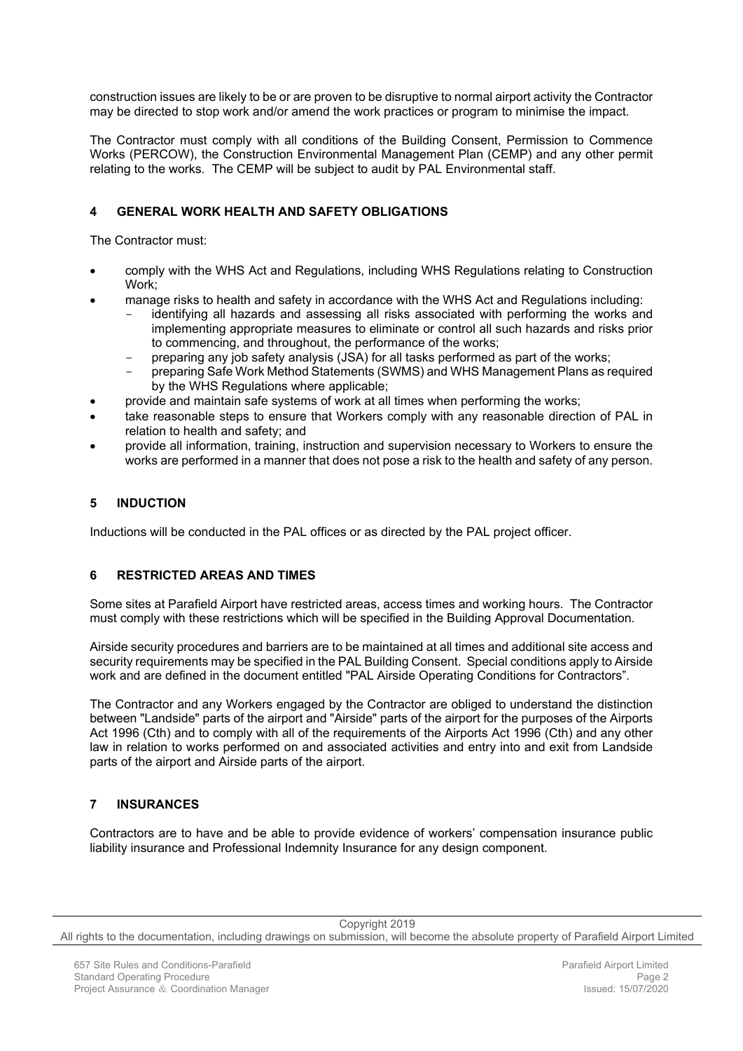construction issues are likely to be or are proven to be disruptive to normal airport activity the Contractor may be directed to stop work and/or amend the work practices or program to minimise the impact.

The Contractor must comply with all conditions of the Building Consent, Permission to Commence Works (PERCOW), the Construction Environmental Management Plan (CEMP) and any other permit relating to the works. The CEMP will be subject to audit by PAL Environmental staff.

## 4 GENERAL WORK HEALTH AND SAFETY OBLIGATIONS

The Contractor must:

- comply with the WHS Act and Regulations, including WHS Regulations relating to Construction Work;
- manage risks to health and safety in accordance with the WHS Act and Regulations including:
  - identifying all hazards and assessing all risks associated with performing the works and implementing appropriate measures to eliminate or control all such hazards and risks prior to commencing, and throughout, the performance of the works;
  - preparing any job safety analysis (JSA) for all tasks performed as part of the works;
  - preparing Safe Work Method Statements (SWMS) and WHS Management Plans as required by the WHS Regulations where applicable;
- provide and maintain safe systems of work at all times when performing the works;
- take reasonable steps to ensure that Workers comply with any reasonable direction of PAL in relation to health and safety; and
- provide all information, training, instruction and supervision necessary to Workers to ensure the works are performed in a manner that does not pose a risk to the health and safety of any person.

## 5 INDUCTION

Inductions will be conducted in the PAL offices or as directed by the PAL project officer.

## 6 RESTRICTED AREAS AND TIMES

Some sites at Parafield Airport have restricted areas, access times and working hours. The Contractor must comply with these restrictions which will be specified in the Building Approval Documentation.

Airside security procedures and barriers are to be maintained at all times and additional site access and security requirements may be specified in the PAL Building Consent. Special conditions apply to Airside work and are defined in the document entitled "PAL Airside Operating Conditions for Contractors".

The Contractor and any Workers engaged by the Contractor are obliged to understand the distinction between "Landside" parts of the airport and "Airside" parts of the airport for the purposes of the Airports Act 1996 (Cth) and to comply with all of the requirements of the Airports Act 1996 (Cth) and any other law in relation to works performed on and associated activities and entry into and exit from Landside parts of the airport and Airside parts of the airport.

## 7 INSURANCES

Contractors are to have and be able to provide evidence of workers' compensation insurance public liability insurance and Professional Indemnity Insurance for any design component.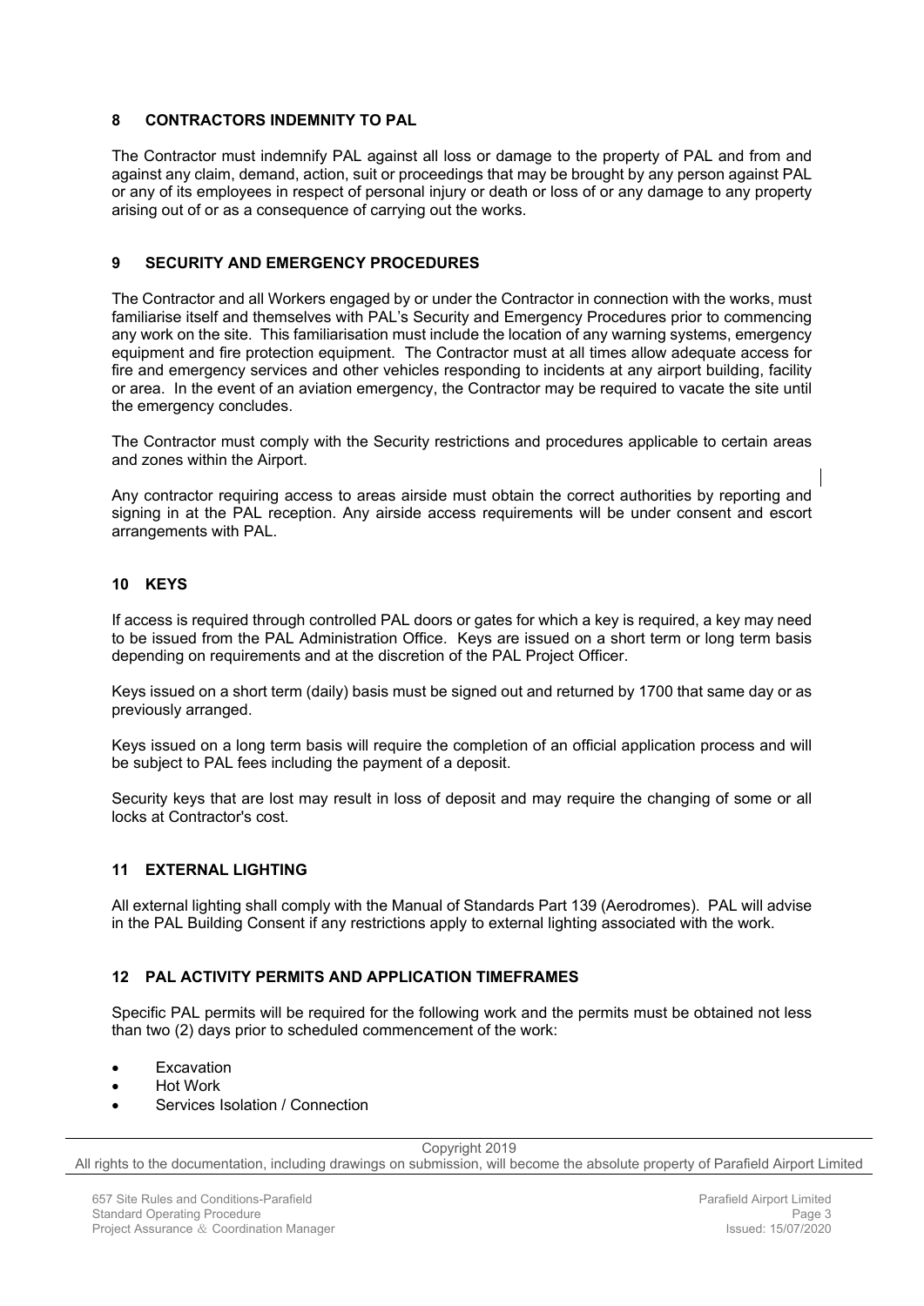## 8 CONTRACTORS INDEMNITY TO PAL

The Contractor must indemnify PAL against all loss or damage to the property of PAL and from and against any claim, demand, action, suit or proceedings that may be brought by any person against PAL or any of its employees in respect of personal injury or death or loss of or any damage to any property arising out of or as a consequence of carrying out the works.

## 9 SECURITY AND EMERGENCY PROCEDURES

The Contractor and all Workers engaged by or under the Contractor in connection with the works, must familiarise itself and themselves with PAL's Security and Emergency Procedures prior to commencing any work on the site. This familiarisation must include the location of any warning systems, emergency equipment and fire protection equipment. The Contractor must at all times allow adequate access for fire and emergency services and other vehicles responding to incidents at any airport building, facility or area. In the event of an aviation emergency, the Contractor may be required to vacate the site until the emergency concludes.

The Contractor must comply with the Security restrictions and procedures applicable to certain areas and zones within the Airport.

Any contractor requiring access to areas airside must obtain the correct authorities by reporting and signing in at the PAL reception. Any airside access requirements will be under consent and escort arrangements with PAL.

## 10 KEYS

If access is required through controlled PAL doors or gates for which a key is required, a key may need to be issued from the PAL Administration Office. Keys are issued on a short term or long term basis depending on requirements and at the discretion of the PAL Project Officer.

Keys issued on a short term (daily) basis must be signed out and returned by 1700 that same day or as previously arranged.

Keys issued on a long term basis will require the completion of an official application process and will be subject to PAL fees including the payment of a deposit.

Security keys that are lost may result in loss of deposit and may require the changing of some or all locks at Contractor's cost.

## 11 EXTERNAL LIGHTING

All external lighting shall comply with the Manual of Standards Part 139 (Aerodromes). PAL will advise in the PAL Building Consent if any restrictions apply to external lighting associated with the work.

## 12 PAL ACTIVITY PERMITS AND APPLICATION TIMEFRAMES

Specific PAL permits will be required for the following work and the permits must be obtained not less than two (2) days prior to scheduled commencement of the work:

- Excavation
- Hot Work
- Services Isolation / Connection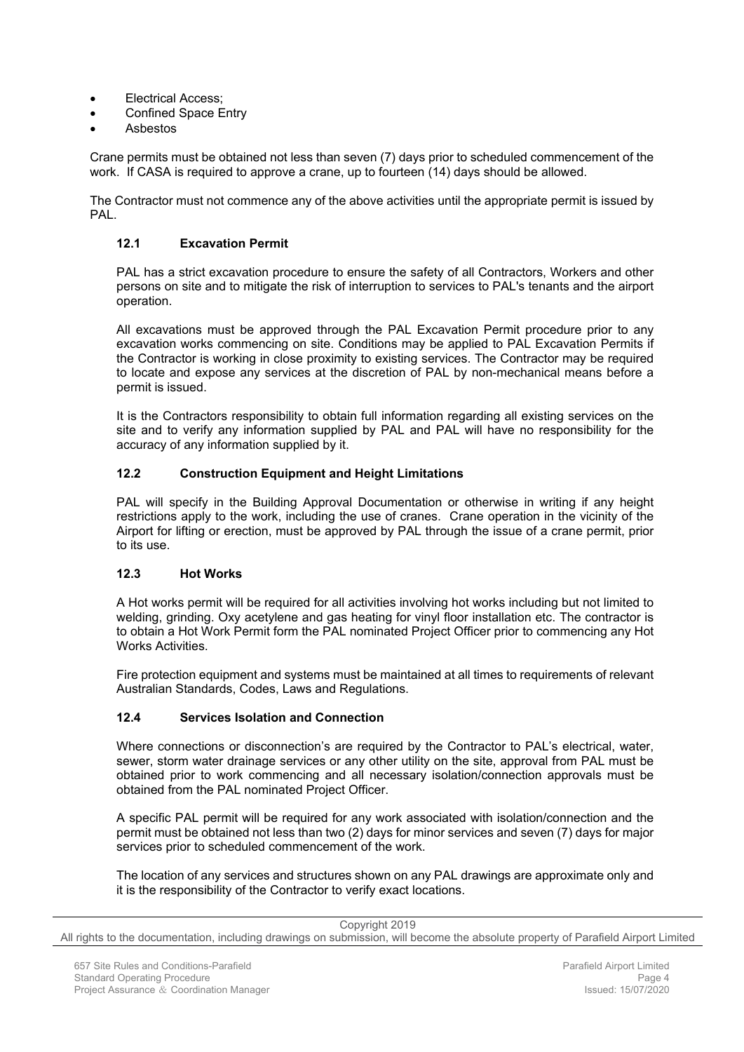- Electrical Access;
- Confined Space Entry
- Asbestos

Crane permits must be obtained not less than seven (7) days prior to scheduled commencement of the work. If CASA is required to approve a crane, up to fourteen (14) days should be allowed.

The Contractor must not commence any of the above activities until the appropriate permit is issued by PAL.

### 12.1 Excavation Permit

PAL has a strict excavation procedure to ensure the safety of all Contractors, Workers and other persons on site and to mitigate the risk of interruption to services to PAL's tenants and the airport operation.

All excavations must be approved through the PAL Excavation Permit procedure prior to any excavation works commencing on site. Conditions may be applied to PAL Excavation Permits if the Contractor is working in close proximity to existing services. The Contractor may be required to locate and expose any services at the discretion of PAL by non-mechanical means before a permit is issued.

It is the Contractors responsibility to obtain full information regarding all existing services on the site and to verify any information supplied by PAL and PAL will have no responsibility for the accuracy of any information supplied by it.

### 12.2 Construction Equipment and Height Limitations

PAL will specify in the Building Approval Documentation or otherwise in writing if any height restrictions apply to the work, including the use of cranes. Crane operation in the vicinity of the Airport for lifting or erection, must be approved by PAL through the issue of a crane permit, prior to its use.

### 12.3 Hot Works

A Hot works permit will be required for all activities involving hot works including but not limited to welding, grinding. Oxy acetylene and gas heating for vinyl floor installation etc. The contractor is to obtain a Hot Work Permit form the PAL nominated Project Officer prior to commencing any Hot Works Activities.

Fire protection equipment and systems must be maintained at all times to requirements of relevant Australian Standards, Codes, Laws and Regulations.

### 12.4 Services Isolation and Connection

Where connections or disconnection's are required by the Contractor to PAL's electrical, water, sewer, storm water drainage services or any other utility on the site, approval from PAL must be obtained prior to work commencing and all necessary isolation/connection approvals must be obtained from the PAL nominated Project Officer.

A specific PAL permit will be required for any work associated with isolation/connection and the permit must be obtained not less than two (2) days for minor services and seven (7) days for major services prior to scheduled commencement of the work.

The location of any services and structures shown on any PAL drawings are approximate only and it is the responsibility of the Contractor to verify exact locations.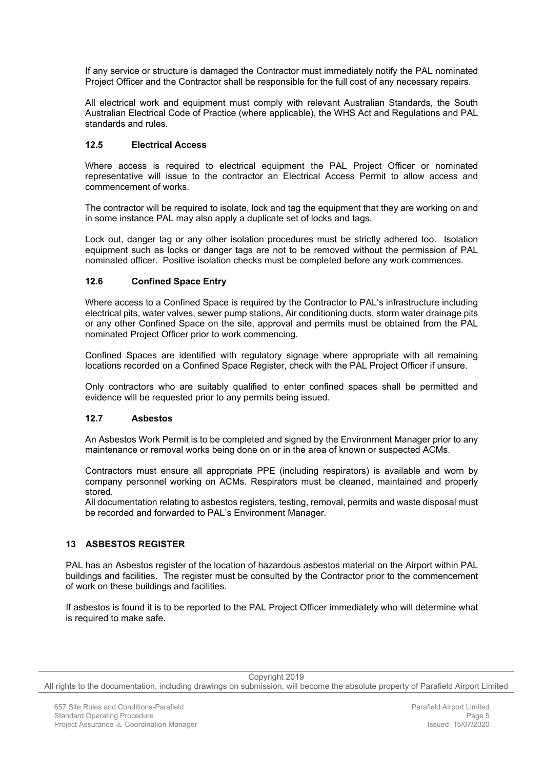If any service or structure is damaged the Contractor must immediately notify the PAL nominated Project Officer and the Contractor shall be responsible for the full cost of any necessary repairs.

All electrical work and equipment must comply with relevant Australian Standards, the South Australian Electrical Code of Practice (where applicable), the WHS Act and Regulations and PAL standards and rules.

### 12.5 Electrical Access

Where access is required to electrical equipment the PAL Project Officer or nominated representative will issue to the contractor an Electrical Access Permit to allow access and commencement of works.

The contractor will be required to isolate, lock and tag the equipment that they are working on and in some instance PAL may also apply a duplicate set of locks and tags.

Lock out, danger tag or any other isolation procedures must be strictly adhered too. Isolation equipment such as locks or danger tags are not to be removed without the permission of PAL nominated officer. Positive isolation checks must be completed before any work commences.

### 12.6 Confined Space Entry

Where access to a Confined Space is required by the Contractor to PAL's infrastructure including electrical pits, water valves, sewer pump stations, Air conditioning ducts, storm water drainage pits or any other Confined Space on the site, approval and permits must be obtained from the PAL nominated Project Officer prior to work commencing.

Confined Spaces are identified with regulatory signage where appropriate with all remaining locations recorded on a Confined Space Register, check with the PAL Project Officer if unsure.

Only contractors who are suitably qualified to enter confined spaces shall be permitted and evidence will be requested prior to any permits being issued.

### 12.7 Asbestos

An Asbestos Work Permit is to be completed and signed by the Environment Manager prior to any maintenance or removal works being done on or in the area of known or suspected ACMs.

Contractors must ensure all appropriate PPE (including respirators) is available and worn by company personnel working on ACMs. Respirators must be cleaned, maintained and properly stored.
All documentation relating to asbestos registers, testing, removal, permits and waste disposal must be recorded and forwarded to PAL's Environment Manager.

## 13 ASBESTOS REGISTER

PAL has an Asbestos register of the location of hazardous asbestos material on the Airport within PAL buildings and facilities. The register must be consulted by the Contractor prior to the commencement of work on these buildings and facilities.

If asbestos is found it is to be reported to the PAL Project Officer immediately who will determine what is required to make safe.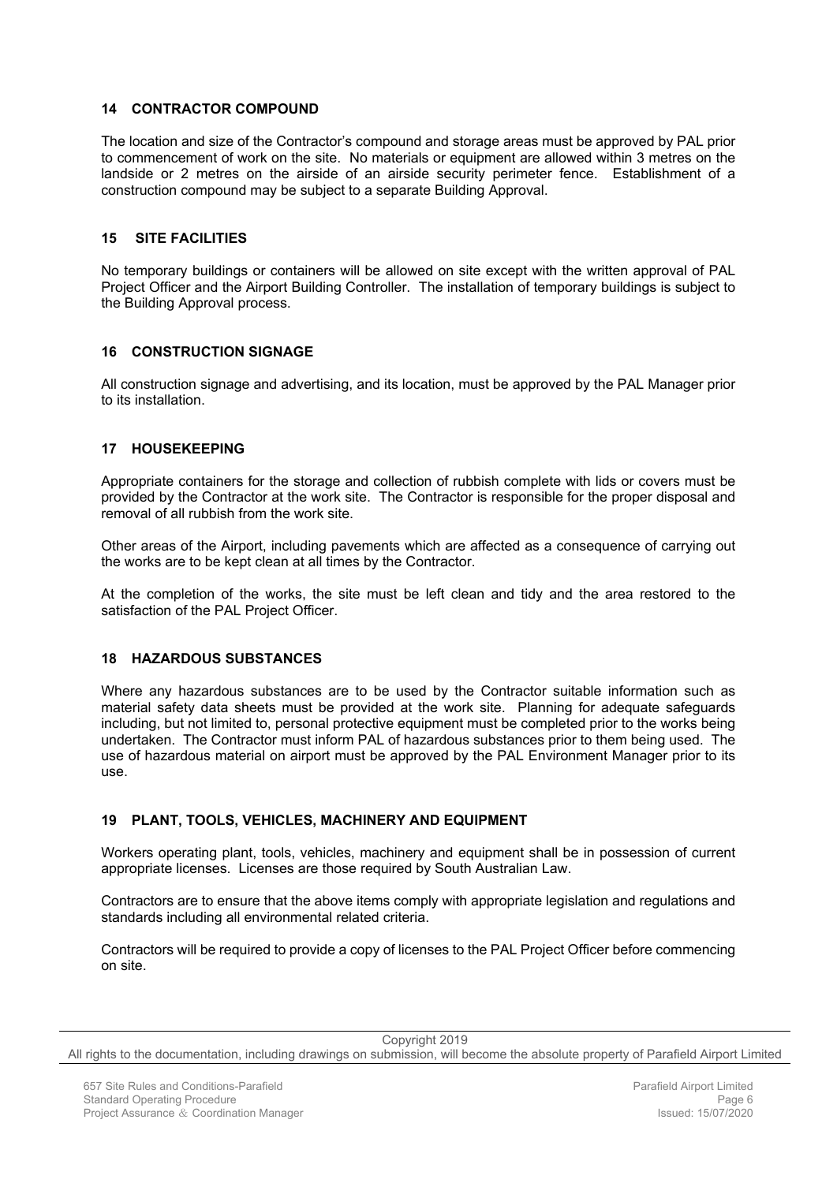## 14 CONTRACTOR COMPOUND

The location and size of the Contractor's compound and storage areas must be approved by PAL prior to commencement of work on the site. No materials or equipment are allowed within 3 metres on the landside or 2 metres on the airside of an airside security perimeter fence. Establishment of a construction compound may be subject to a separate Building Approval.

## 15 SITE FACILITIES

No temporary buildings or containers will be allowed on site except with the written approval of PAL Project Officer and the Airport Building Controller. The installation of temporary buildings is subject to the Building Approval process.

## 16 CONSTRUCTION SIGNAGE

All construction signage and advertising, and its location, must be approved by the PAL Manager prior to its installation.

## 17 HOUSEKEEPING

Appropriate containers for the storage and collection of rubbish complete with lids or covers must be provided by the Contractor at the work site. The Contractor is responsible for the proper disposal and removal of all rubbish from the work site.

Other areas of the Airport, including pavements which are affected as a consequence of carrying out the works are to be kept clean at all times by the Contractor.

At the completion of the works, the site must be left clean and tidy and the area restored to the satisfaction of the PAL Project Officer.

## 18 HAZARDOUS SUBSTANCES

Where any hazardous substances are to be used by the Contractor suitable information such as material safety data sheets must be provided at the work site. Planning for adequate safeguards including, but not limited to, personal protective equipment must be completed prior to the works being undertaken. The Contractor must inform PAL of hazardous substances prior to them being used. The use of hazardous material on airport must be approved by the PAL Environment Manager prior to its use.

## 19 PLANT, TOOLS, VEHICLES, MACHINERY AND EQUIPMENT

Workers operating plant, tools, vehicles, machinery and equipment shall be in possession of current appropriate licenses. Licenses are those required by South Australian Law.

Contractors are to ensure that the above items comply with appropriate legislation and regulations and standards including all environmental related criteria.

Contractors will be required to provide a copy of licenses to the PAL Project Officer before commencing on site.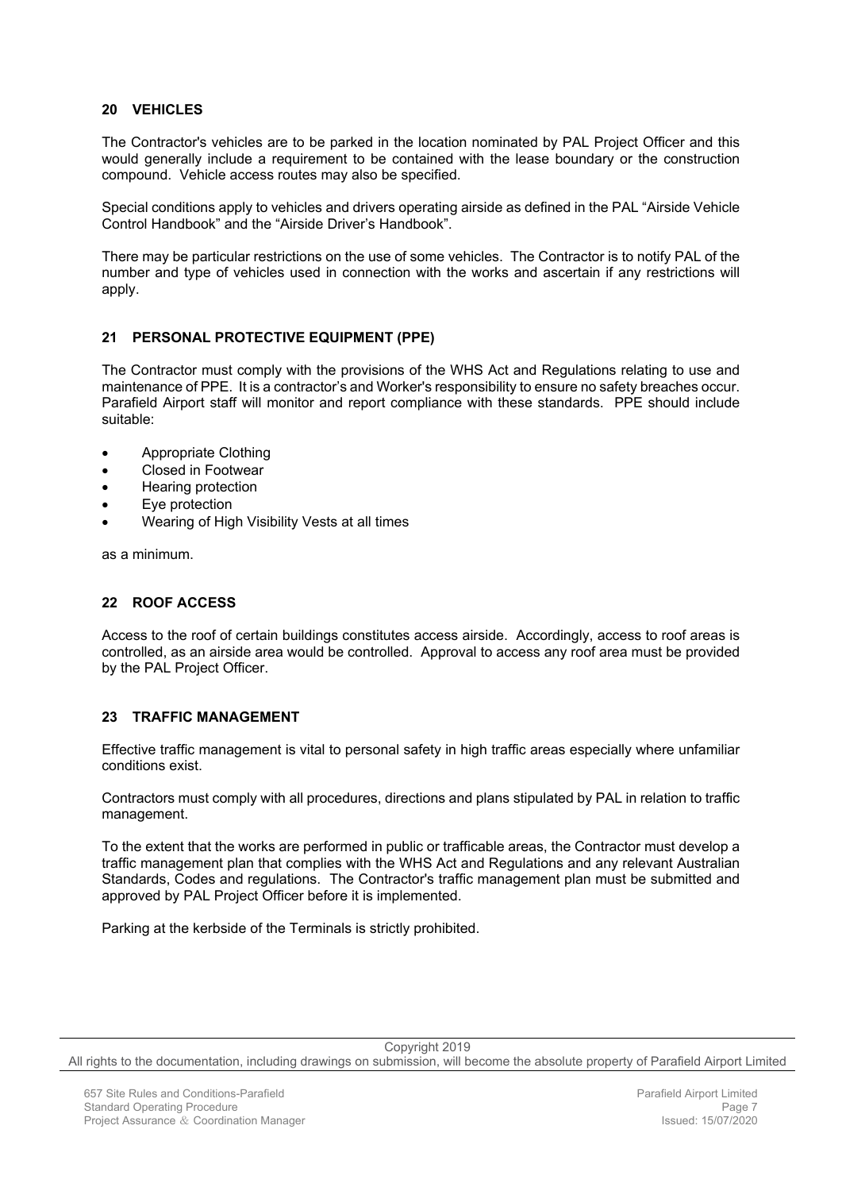## 20 VEHICLES

The Contractor's vehicles are to be parked in the location nominated by PAL Project Officer and this would generally include a requirement to be contained with the lease boundary or the construction compound. Vehicle access routes may also be specified.

Special conditions apply to vehicles and drivers operating airside as defined in the PAL "Airside Vehicle Control Handbook" and the "Airside Driver's Handbook".

There may be particular restrictions on the use of some vehicles. The Contractor is to notify PAL of the number and type of vehicles used in connection with the works and ascertain if any restrictions will apply.

## 21 PERSONAL PROTECTIVE EQUIPMENT (PPE)

The Contractor must comply with the provisions of the WHS Act and Regulations relating to use and maintenance of PPE. It is a contractor's and Worker's responsibility to ensure no safety breaches occur. Parafield Airport staff will monitor and report compliance with these standards. PPE should include suitable:

- Appropriate Clothing
- Closed in Footwear
- Hearing protection
- Eye protection
- Wearing of High Visibility Vests at all times

as a minimum.

## 22 ROOF ACCESS

Access to the roof of certain buildings constitutes access airside. Accordingly, access to roof areas is controlled, as an airside area would be controlled. Approval to access any roof area must be provided by the PAL Project Officer.

## 23 TRAFFIC MANAGEMENT

Effective traffic management is vital to personal safety in high traffic areas especially where unfamiliar conditions exist.

Contractors must comply with all procedures, directions and plans stipulated by PAL in relation to traffic management.

To the extent that the works are performed in public or trafficable areas, the Contractor must develop a traffic management plan that complies with the WHS Act and Regulations and any relevant Australian Standards, Codes and regulations. The Contractor's traffic management plan must be submitted and approved by PAL Project Officer before it is implemented.

Parking at the kerbside of the Terminals is strictly prohibited.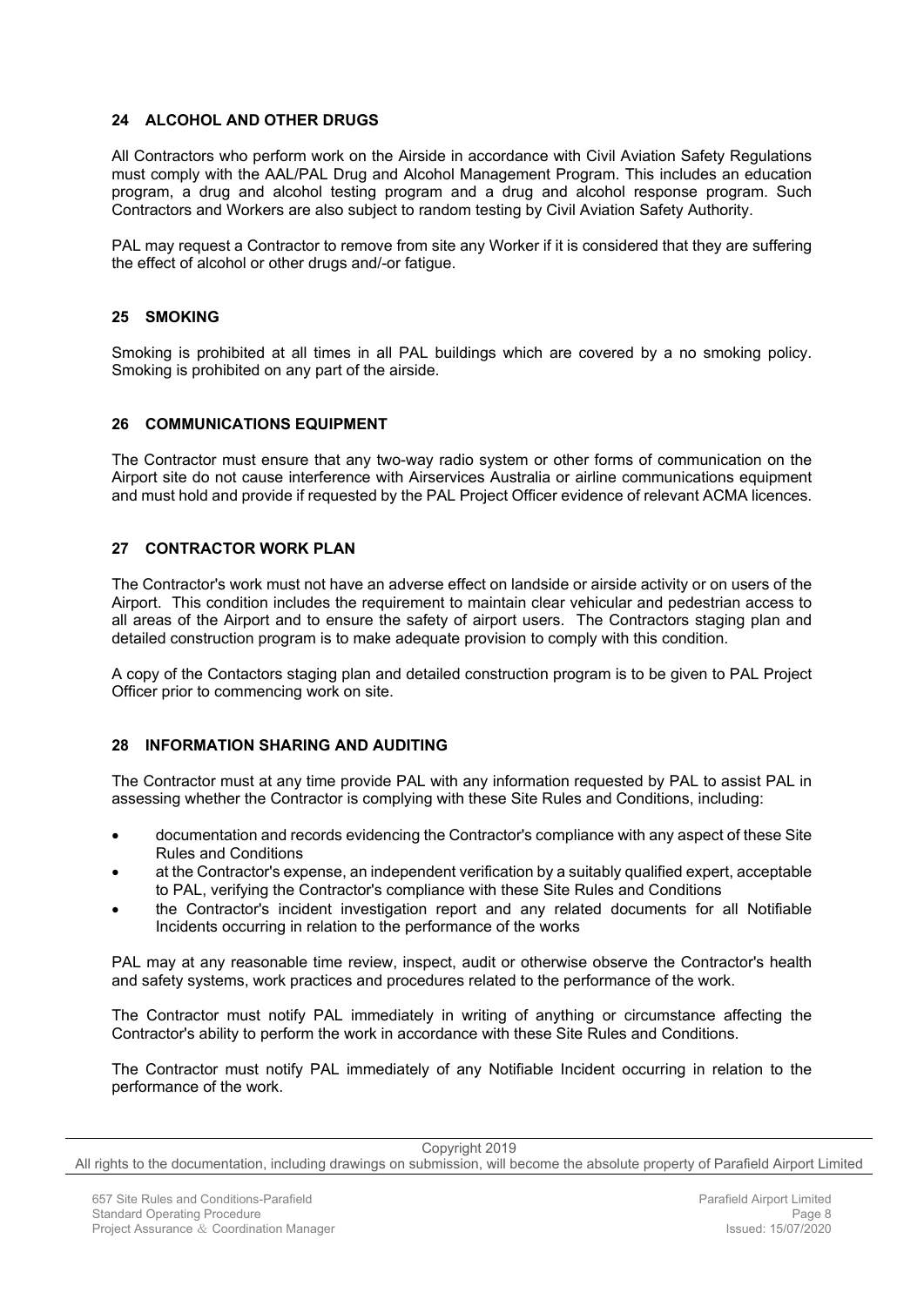## 24 ALCOHOL AND OTHER DRUGS

All Contractors who perform work on the Airside in accordance with Civil Aviation Safety Regulations must comply with the AAL/PAL Drug and Alcohol Management Program. This includes an education program, a drug and alcohol testing program and a drug and alcohol response program. Such Contractors and Workers are also subject to random testing by Civil Aviation Safety Authority.

PAL may request a Contractor to remove from site any Worker if it is considered that they are suffering the effect of alcohol or other drugs and/-or fatigue.

## 25 SMOKING

Smoking is prohibited at all times in all PAL buildings which are covered by a no smoking policy. Smoking is prohibited on any part of the airside.

## 26 COMMUNICATIONS EQUIPMENT

The Contractor must ensure that any two-way radio system or other forms of communication on the Airport site do not cause interference with Airservices Australia or airline communications equipment and must hold and provide if requested by the PAL Project Officer evidence of relevant ACMA licences.

## 27 CONTRACTOR WORK PLAN

The Contractor's work must not have an adverse effect on landside or airside activity or on users of the Airport. This condition includes the requirement to maintain clear vehicular and pedestrian access to all areas of the Airport and to ensure the safety of airport users. The Contractors staging plan and detailed construction program is to make adequate provision to comply with this condition.

A copy of the Contactors staging plan and detailed construction program is to be given to PAL Project Officer prior to commencing work on site.

## 28 INFORMATION SHARING AND AUDITING

The Contractor must at any time provide PAL with any information requested by PAL to assist PAL in assessing whether the Contractor is complying with these Site Rules and Conditions, including:

- documentation and records evidencing the Contractor's compliance with any aspect of these Site Rules and Conditions
- at the Contractor's expense, an independent verification by a suitably qualified expert, acceptable to PAL, verifying the Contractor's compliance with these Site Rules and Conditions
- the Contractor's incident investigation report and any related documents for all Notifiable Incidents occurring in relation to the performance of the works

PAL may at any reasonable time review, inspect, audit or otherwise observe the Contractor's health and safety systems, work practices and procedures related to the performance of the work.

The Contractor must notify PAL immediately in writing of anything or circumstance affecting the Contractor's ability to perform the work in accordance with these Site Rules and Conditions.

The Contractor must notify PAL immediately of any Notifiable Incident occurring in relation to the performance of the work.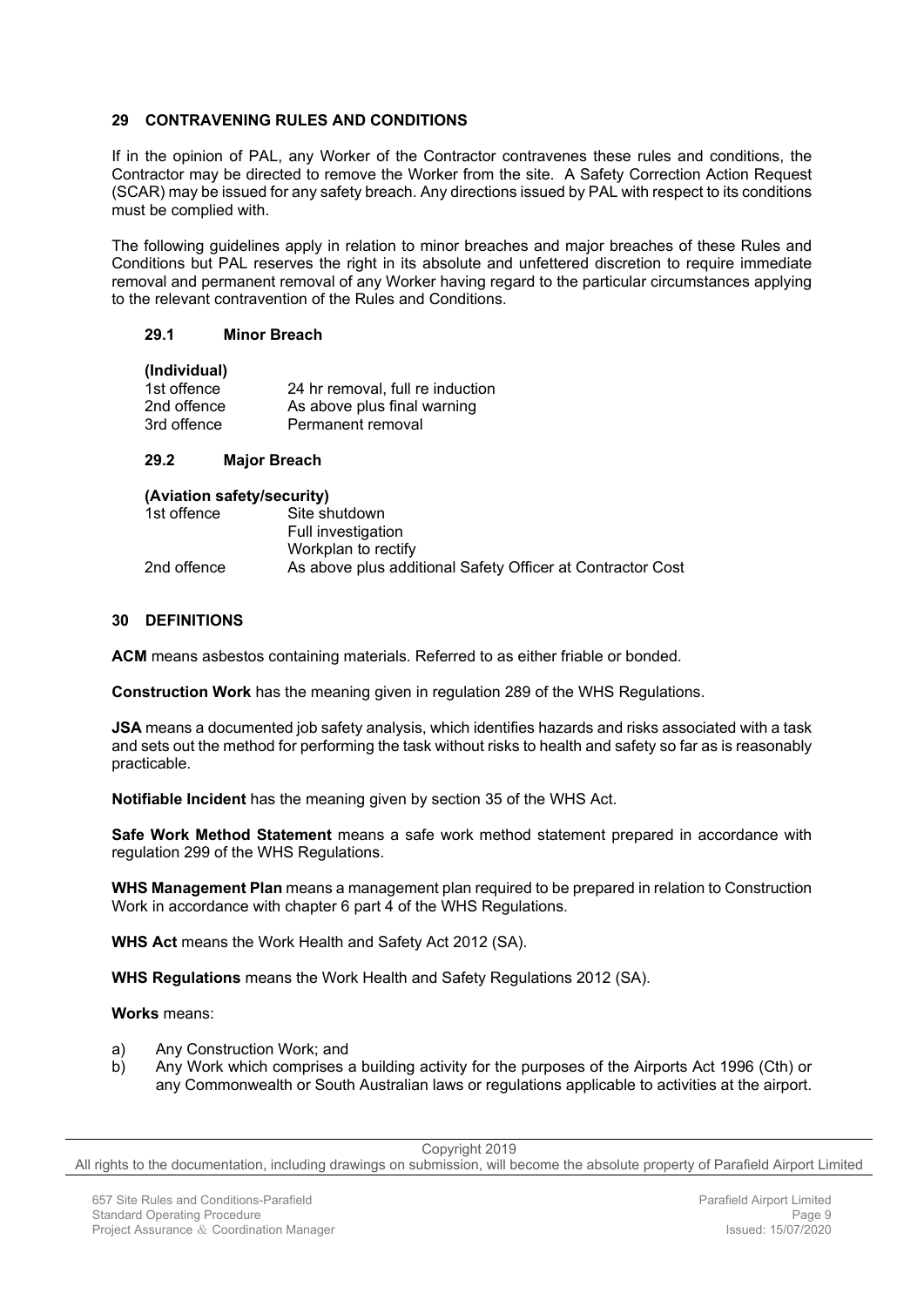## 29 CONTRAVENING RULES AND CONDITIONS

If in the opinion of PAL, any Worker of the Contractor contravenes these rules and conditions, the Contractor may be directed to remove the Worker from the site. A Safety Correction Action Request (SCAR) may be issued for any safety breach. Any directions issued by PAL with respect to its conditions must be complied with.

The following guidelines apply in relation to minor breaches and major breaches of these Rules and Conditions but PAL reserves the right in its absolute and unfettered discretion to require immediate removal and permanent removal of any Worker having regard to the particular circumstances applying to the relevant contravention of the Rules and Conditions.

### 29.1 Minor Breach

**(Individual)**

| | |
|---|---|
| 1st offence | 24 hr removal, full re induction |
| 2nd offence | As above plus final warning |
| 3rd offence | Permanent removal |

### 29.2 Major Breach

**(Aviation safety/security)**

| | |
|---|---|
| 1st offence | Site shutdown<br>Full investigation<br>Workplan to rectify |
| 2nd offence | As above plus additional Safety Officer at Contractor Cost |

## 30 DEFINITIONS

**ACM** means asbestos containing materials. Referred to as either friable or bonded.

**Construction Work** has the meaning given in regulation 289 of the WHS Regulations.

**JSA** means a documented job safety analysis, which identifies hazards and risks associated with a task and sets out the method for performing the task without risks to health and safety so far as is reasonably practicable.

**Notifiable Incident** has the meaning given by section 35 of the WHS Act.

**Safe Work Method Statement** means a safe work method statement prepared in accordance with regulation 299 of the WHS Regulations.

**WHS Management Plan** means a management plan required to be prepared in relation to Construction Work in accordance with chapter 6 part 4 of the WHS Regulations.

**WHS Act** means the Work Health and Safety Act 2012 (SA).

**WHS Regulations** means the Work Health and Safety Regulations 2012 (SA).

**Works** means:

a) Any Construction Work; and
b) Any Work which comprises a building activity for the purposes of the Airports Act 1996 (Cth) or any Commonwealth or South Australian laws or regulations applicable to activities at the airport.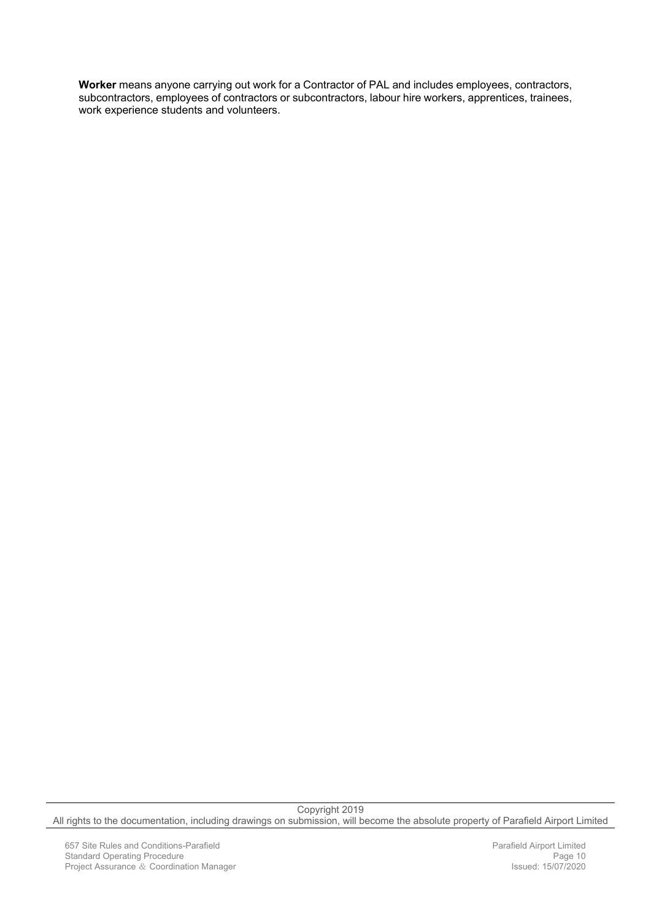**Worker** means anyone carrying out work for a Contractor of PAL and includes employees, contractors, subcontractors, employees of contractors or subcontractors, labour hire workers, apprentices, trainees, work experience students and volunteers.